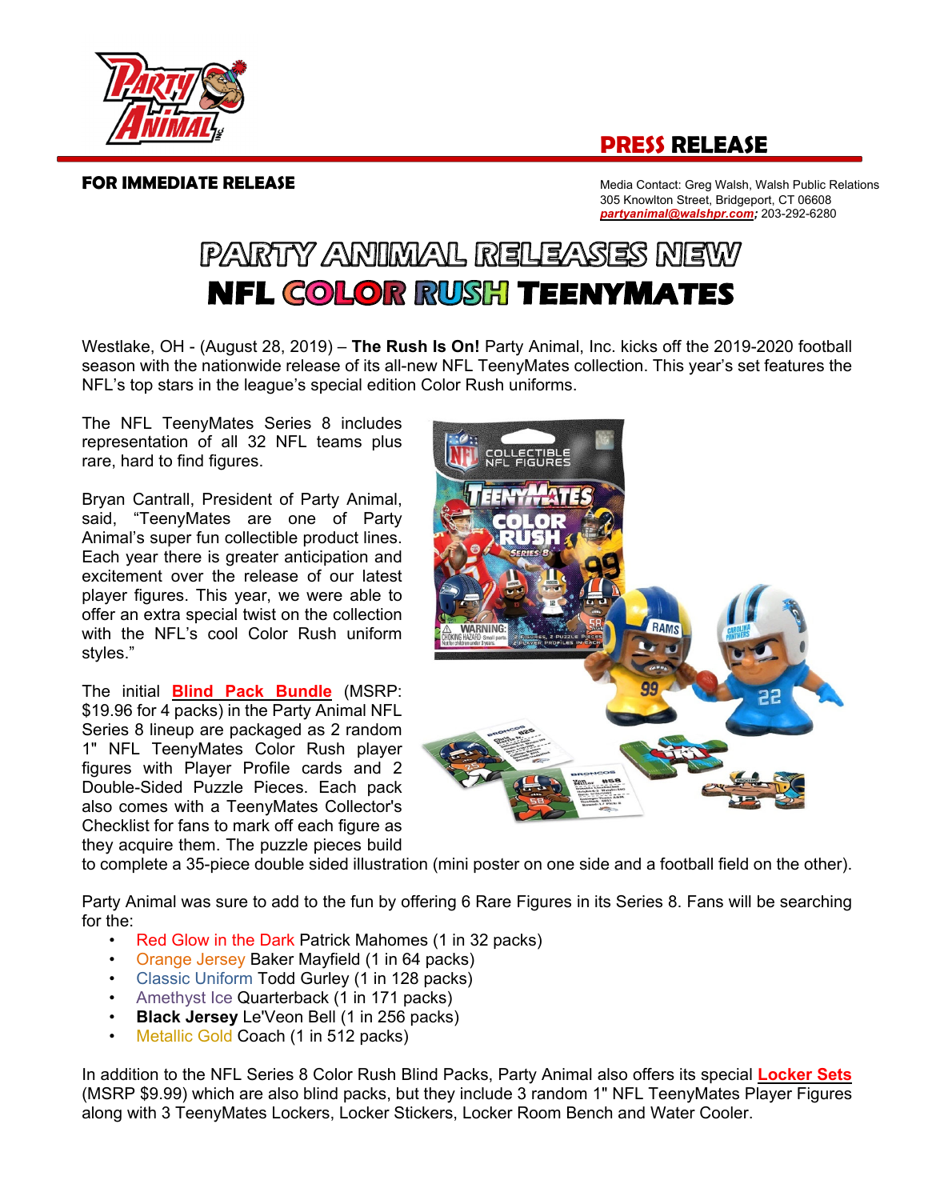# PRESS RELEASE

**FOR IMMEDIATE RELEASE**

Media Contact: Greg Walsh, Walsh Public Relations
305 Knowlton Street, Bridgeport, CT 06608
*partyanimal@walshpr.com*; 203-292-6280

# PARTY ANIMAL RELEASES NEW
# NFL COLOR RUSH TEENYMATES

Westlake, OH - (August 28, 2019) – **The Rush Is On!** Party Animal, Inc. kicks off the 2019-2020 football season with the nationwide release of its all-new NFL TeenyMates collection. This year's set features the NFL's top stars in the league's special edition Color Rush uniforms.

The NFL TeenyMates Series 8 includes representation of all 32 NFL teams plus rare, hard to find figures.

Bryan Cantrall, President of Party Animal, said, "TeenyMates are one of Party Animal's super fun collectible product lines. Each year there is greater anticipation and excitement over the release of our latest player figures. This year, we were able to offer an extra special twist on the collection with the NFL's cool Color Rush uniform styles."

The initial **Blind Pack Bundle** (MSRP: $19.96 for 4 packs) in the Party Animal NFL Series 8 lineup are packaged as 2 random 1" NFL TeenyMates Color Rush player figures with Player Profile cards and 2 Double-Sided Puzzle Pieces. Each pack also comes with a TeenyMates Collector's Checklist for fans to mark off each figure as they acquire them. The puzzle pieces build to complete a 35-piece double sided illustration (mini poster on one side and a football field on the other).

Party Animal was sure to add to the fun by offering 6 Rare Figures in its Series 8. Fans will be searching for the:

- Red Glow in the Dark Patrick Mahomes (1 in 32 packs)
- Orange Jersey Baker Mayfield (1 in 64 packs)
- Classic Uniform Todd Gurley (1 in 128 packs)
- Amethyst Ice Quarterback (1 in 171 packs)
- **Black Jersey** Le'Veon Bell (1 in 256 packs)
- Metallic Gold Coach (1 in 512 packs)

In addition to the NFL Series 8 Color Rush Blind Packs, Party Animal also offers its special **Locker Sets** (MSRP $9.99) which are also blind packs, but they include 3 random 1" NFL TeenyMates Player Figures along with 3 TeenyMates Lockers, Locker Stickers, Locker Room Bench and Water Cooler.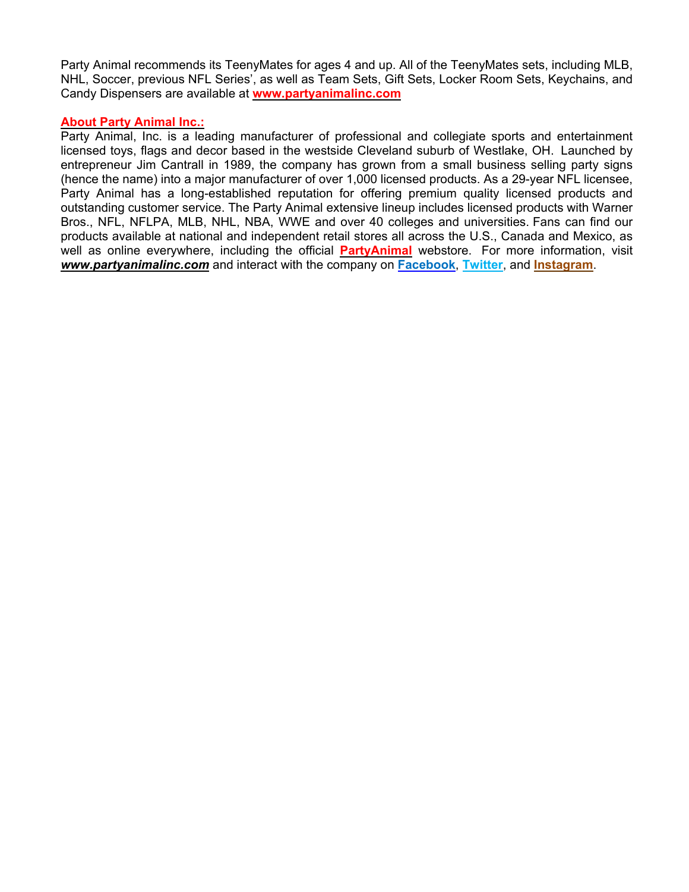Party Animal recommends its TeenyMates for ages 4 and up. All of the TeenyMates sets, including MLB, NHL, Soccer, previous NFL Series', as well as Team Sets, Gift Sets, Locker Room Sets, Keychains, and Candy Dispensers are available at **www.partyanimalinc.com**

**About Party Animal Inc.:**

Party Animal, Inc. is a leading manufacturer of professional and collegiate sports and entertainment licensed toys, flags and decor based in the westside Cleveland suburb of Westlake, OH. Launched by entrepreneur Jim Cantrall in 1989, the company has grown from a small business selling party signs (hence the name) into a major manufacturer of over 1,000 licensed products. As a 29-year NFL licensee, Party Animal has a long-established reputation for offering premium quality licensed products and outstanding customer service. The Party Animal extensive lineup includes licensed products with Warner Bros., NFL, NFLPA, MLB, NHL, NBA, WWE and over 40 colleges and universities. Fans can find our products available at national and independent retail stores all across the U.S., Canada and Mexico, as well as online everywhere, including the official **PartyAnimal** webstore. For more information, visit ***www.partyanimalinc.com*** and interact with the company on **Facebook**, **Twitter**, and **Instagram**.